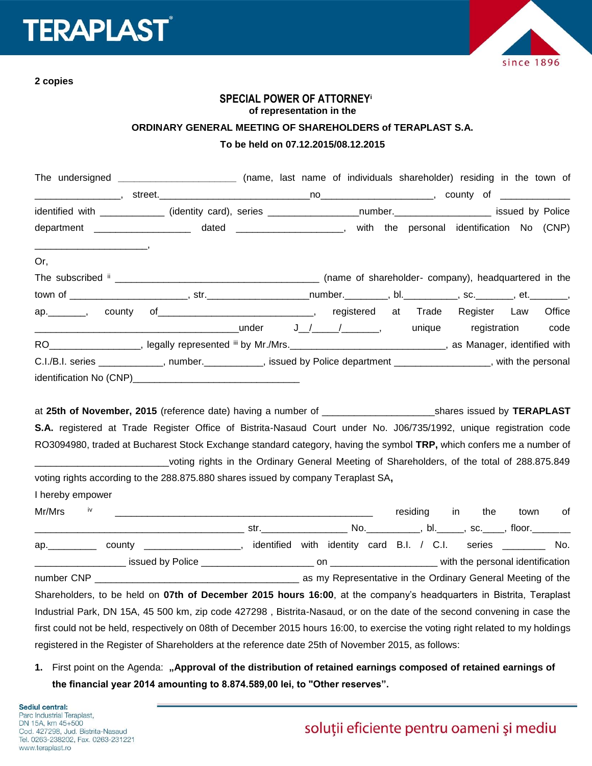**2 copies**

## SPECIAL POWER OF ATTORNEY[i]

**of representation in the**

**ORDINARY GENERAL MEETING OF SHAREHOLDERS of TERAPLAST S.A.**

**To be held on 07.12.2015/08.12.2015**

The undersigned ______________________ (name, last name of individuals shareholder) residing in the town of _______________, street.____________________________no____________________, county of _____________ identified with ____________ (identity card), series ________________number._________________ issued by Police department _________________ dated ___________________, with the personal identification No (CNP) ____________________,

Or,

The subscribed [ii] ______________________________________ (name of shareholder- company), headquartered in the town of _____________________, str.__________________number.________, bl.__________, sc._______, et._______, ap._______, county of____________________________, registered at Trade Register Law Office ______________________________________under J__/_____/_______, unique registration code RO_________________, legally represented [iii] by Mr./Mrs.____________________________, as Manager, identified with C.I./B.I. series ____________, number.___________, issued by Police department _________________, with the personal identification No (CNP)_______________________________

at **25th of November, 2015** (reference date) having a number of ____________________shares issued by **TERAPLAST S.A.** registered at Trade Register Office of Bistrita-Nasaud Court under No. J06/735/1992, unique registration code RO3094980, traded at Bucharest Stock Exchange standard category, having the symbol **TRP,** which confers me a number of ________________________voting rights in the Ordinary General Meeting of Shareholders, of the total of 288.875.849 voting rights according to the 288.875.880 shares issued by company Teraplast SA**,**

I hereby empower

Mr/Mrs [iv] _________________________________________________ residing in the town of _______________________________________ str._______________ No.__________, bl._____, sc.____, floor._______ ap._________ county _________________, identified with identity card B.I. / C.I. series ________ No. ________________ issued by Police _____________________ on ___________________ with the personal identification number CNP ______________________________________ as my Representative in the Ordinary General Meeting of the Shareholders, to be held on **07th of December 2015 hours 16:00**, at the company's headquarters in Bistrita, Teraplast Industrial Park, DN 15A, 45 500 km, zip code 427298 , Bistrita-Nasaud, or on the date of the second convening in case the first could not be held, respectively on 08th of December 2015 hours 16:00, to exercise the voting right related to my holdings registered in the Register of Shareholders at the reference date 25th of November 2015, as follows:

1. First point on the Agenda: **„Approval of the distribution of retained earnings composed of retained earnings of the financial year 2014 amounting to 8.874.589,00 lei, to "Other reserves".**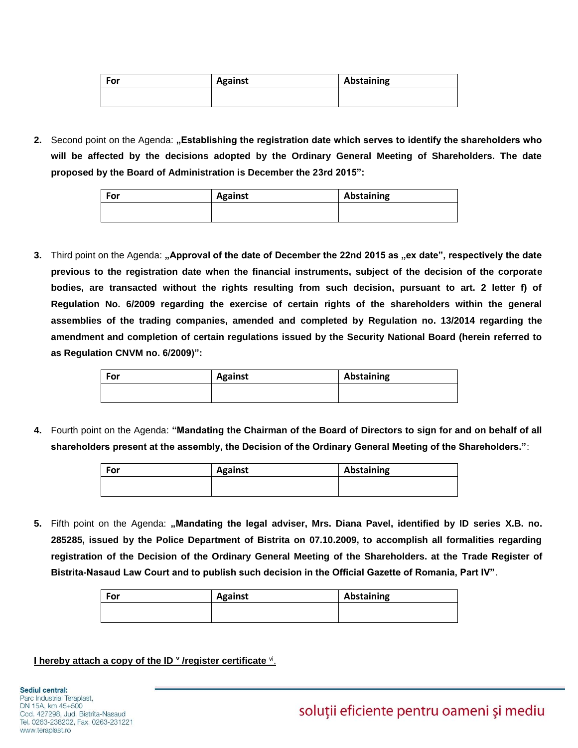| For | Against | Abstaining |
| --- | --- | --- |
| | | |

2. Second point on the Agenda: **„Establishing the registration date which serves to identify the shareholders who will be affected by the decisions adopted by the Ordinary General Meeting of Shareholders. The date proposed by the Board of Administration is December the 23rd 2015":**

| For | Against | Abstaining |
| --- | --- | --- |
| | | |

3. Third point on the Agenda: **„Approval of the date of December the 22nd 2015 as „ex date", respectively the date previous to the registration date when the financial instruments, subject of the decision of the corporate bodies, are transacted without the rights resulting from such decision, pursuant to art. 2 letter f) of Regulation No. 6/2009 regarding the exercise of certain rights of the shareholders within the general assemblies of the trading companies, amended and completed by Regulation no. 13/2014 regarding the amendment and completion of certain regulations issued by the Security National Board (herein referred to as Regulation CNVM no. 6/2009)":**

| For | Against | Abstaining |
| --- | --- | --- |
| | | |

4. Fourth point on the Agenda: **"Mandating the Chairman of the Board of Directors to sign for and on behalf of all shareholders present at the assembly, the Decision of the Ordinary General Meeting of the Shareholders."**:

| For | Against | Abstaining |
| --- | --- | --- |
| | | |

5. Fifth point on the Agenda: **„Mandating the legal adviser, Mrs. Diana Pavel, identified by ID series X.B. no. 285285, issued by the Police Department of Bistrita on 07.10.2009, to accomplish all formalities regarding registration of the Decision of the Ordinary General Meeting of the Shareholders. at the Trade Register of Bistrita-Nasaud Law Court and to publish such decision in the Official Gazette of Romania, Part IV"**.

| For | Against | Abstaining |
| --- | --- | --- |
| | | |

**I hereby attach a copy of the ID [v] /register certificate [vi].**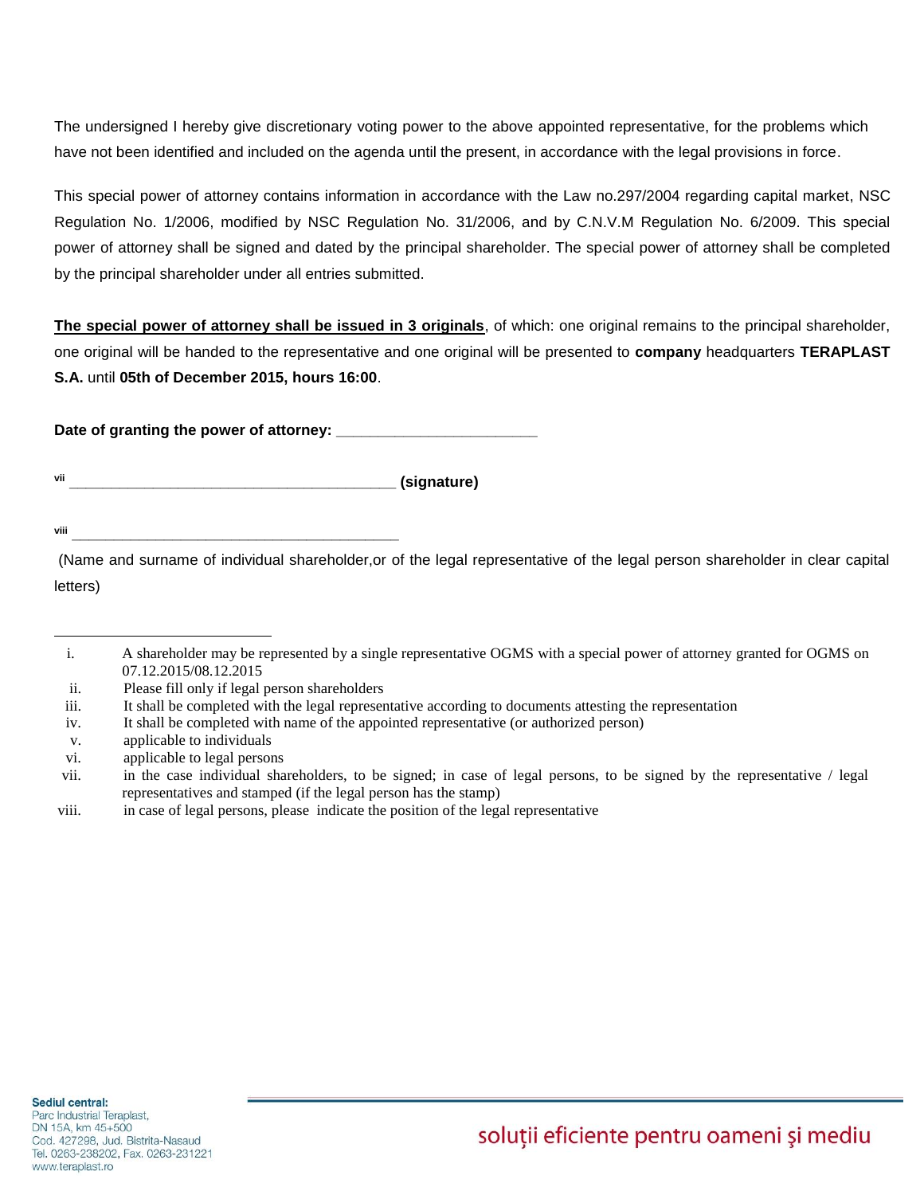The undersigned I hereby give discretionary voting power to the above appointed representative, for the problems which have not been identified and included on the agenda until the present, in accordance with the legal provisions in force.

This special power of attorney contains information in accordance with the Law no.297/2004 regarding capital market, NSC Regulation No. 1/2006, modified by NSC Regulation No. 31/2006, and by C.N.V.M Regulation No. 6/2009. This special power of attorney shall be signed and dated by the principal shareholder. The special power of attorney shall be completed by the principal shareholder under all entries submitted.

**The special power of attorney shall be issued in 3 originals**, of which: one original remains to the principal shareholder, one original will be handed to the representative and one original will be presented to **company** headquarters **TERAPLAST S.A.** until **05th of December 2015, hours 16:00**.

**Date of granting the power of attorney: ________________________**

[vii] _______________________________________ **(signature)**

[viii] _______________________________________

(Name and surname of individual shareholder,or of the legal representative of the legal person shareholder in clear capital letters)

---

i. A shareholder may be represented by a single representative OGMS with a special power of attorney granted for OGMS on 07.12.2015/08.12.2015
ii. Please fill only if legal person shareholders
iii. It shall be completed with the legal representative according to documents attesting the representation
iv. It shall be completed with name of the appointed representative (or authorized person)
v. applicable to individuals
vi. applicable to legal persons
vii. in the case individual shareholders, to be signed; in case of legal persons, to be signed by the representative / legal representatives and stamped (if the legal person has the stamp)
viii. in case of legal persons, please indicate the position of the legal representative